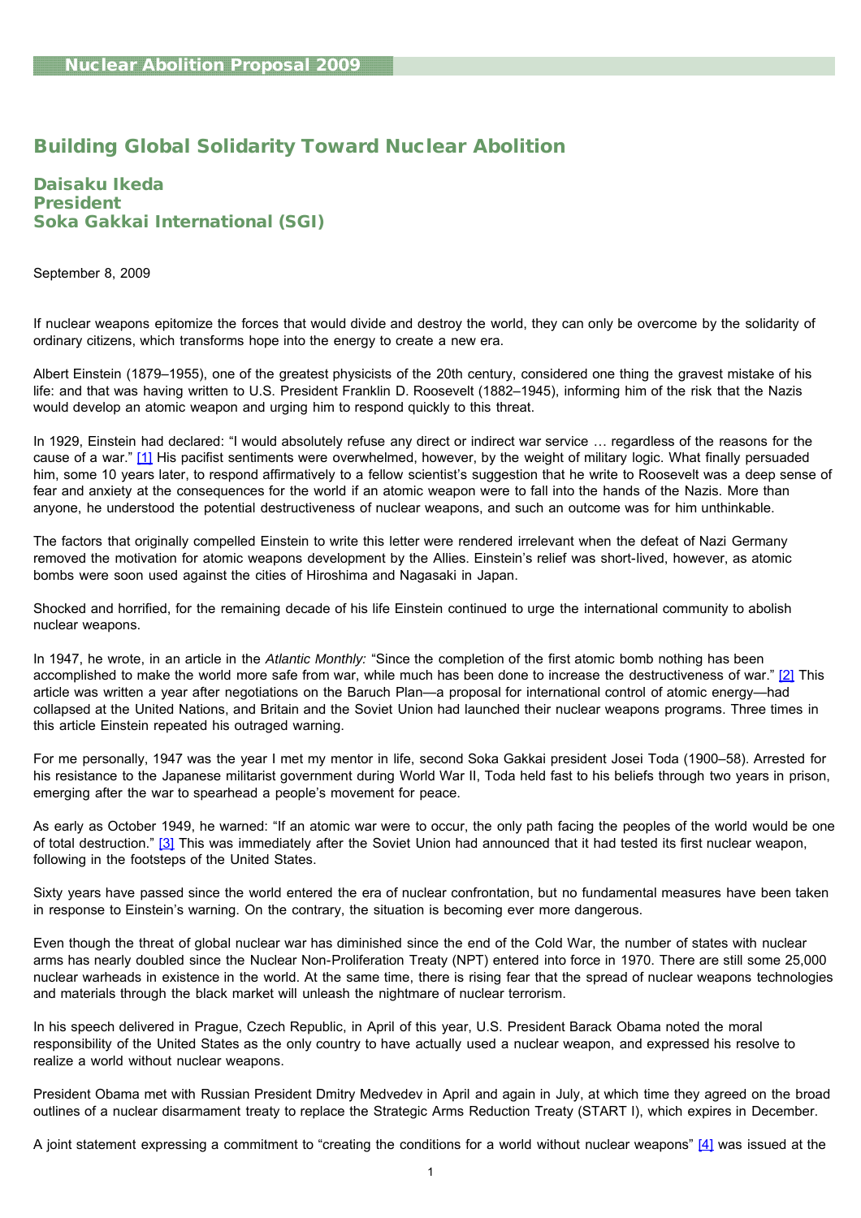Nuclear Abolition Proposal 2009

# Building Global Solidarity Toward Nuclear Abolition

**Daisaku Ikeda**
**President**
**Soka Gakkai International (SGI)**

September 8, 2009

If nuclear weapons epitomize the forces that would divide and destroy the world, they can only be overcome by the solidarity of ordinary citizens, which transforms hope into the energy to create a new era.

Albert Einstein (1879–1955), one of the greatest physicists of the 20th century, considered one thing the gravest mistake of his life: and that was having written to U.S. President Franklin D. Roosevelt (1882–1945), informing him of the risk that the Nazis would develop an atomic weapon and urging him to respond quickly to this threat.

In 1929, Einstein had declared: "I would absolutely refuse any direct or indirect war service … regardless of the reasons for the cause of a war." [1] His pacifist sentiments were overwhelmed, however, by the weight of military logic. What finally persuaded him, some 10 years later, to respond affirmatively to a fellow scientist's suggestion that he write to Roosevelt was a deep sense of fear and anxiety at the consequences for the world if an atomic weapon were to fall into the hands of the Nazis. More than anyone, he understood the potential destructiveness of nuclear weapons, and such an outcome was for him unthinkable.

The factors that originally compelled Einstein to write this letter were rendered irrelevant when the defeat of Nazi Germany removed the motivation for atomic weapons development by the Allies. Einstein's relief was short-lived, however, as atomic bombs were soon used against the cities of Hiroshima and Nagasaki in Japan.

Shocked and horrified, for the remaining decade of his life Einstein continued to urge the international community to abolish nuclear weapons.

In 1947, he wrote, in an article in the *Atlantic Monthly:* "Since the completion of the first atomic bomb nothing has been accomplished to make the world more safe from war, while much has been done to increase the destructiveness of war." [2] This article was written a year after negotiations on the Baruch Plan—a proposal for international control of atomic energy—had collapsed at the United Nations, and Britain and the Soviet Union had launched their nuclear weapons programs. Three times in this article Einstein repeated his outraged warning.

For me personally, 1947 was the year I met my mentor in life, second Soka Gakkai president Josei Toda (1900–58). Arrested for his resistance to the Japanese militarist government during World War II, Toda held fast to his beliefs through two years in prison, emerging after the war to spearhead a people's movement for peace.

As early as October 1949, he warned: "If an atomic war were to occur, the only path facing the peoples of the world would be one of total destruction." [3] This was immediately after the Soviet Union had announced that it had tested its first nuclear weapon, following in the footsteps of the United States.

Sixty years have passed since the world entered the era of nuclear confrontation, but no fundamental measures have been taken in response to Einstein's warning. On the contrary, the situation is becoming ever more dangerous.

Even though the threat of global nuclear war has diminished since the end of the Cold War, the number of states with nuclear arms has nearly doubled since the Nuclear Non-Proliferation Treaty (NPT) entered into force in 1970. There are still some 25,000 nuclear warheads in existence in the world. At the same time, there is rising fear that the spread of nuclear weapons technologies and materials through the black market will unleash the nightmare of nuclear terrorism.

In his speech delivered in Prague, Czech Republic, in April of this year, U.S. President Barack Obama noted the moral responsibility of the United States as the only country to have actually used a nuclear weapon, and expressed his resolve to realize a world without nuclear weapons.

President Obama met with Russian President Dmitry Medvedev in April and again in July, at which time they agreed on the broad outlines of a nuclear disarmament treaty to replace the Strategic Arms Reduction Treaty (START I), which expires in December.

A joint statement expressing a commitment to "creating the conditions for a world without nuclear weapons" [4] was issued at the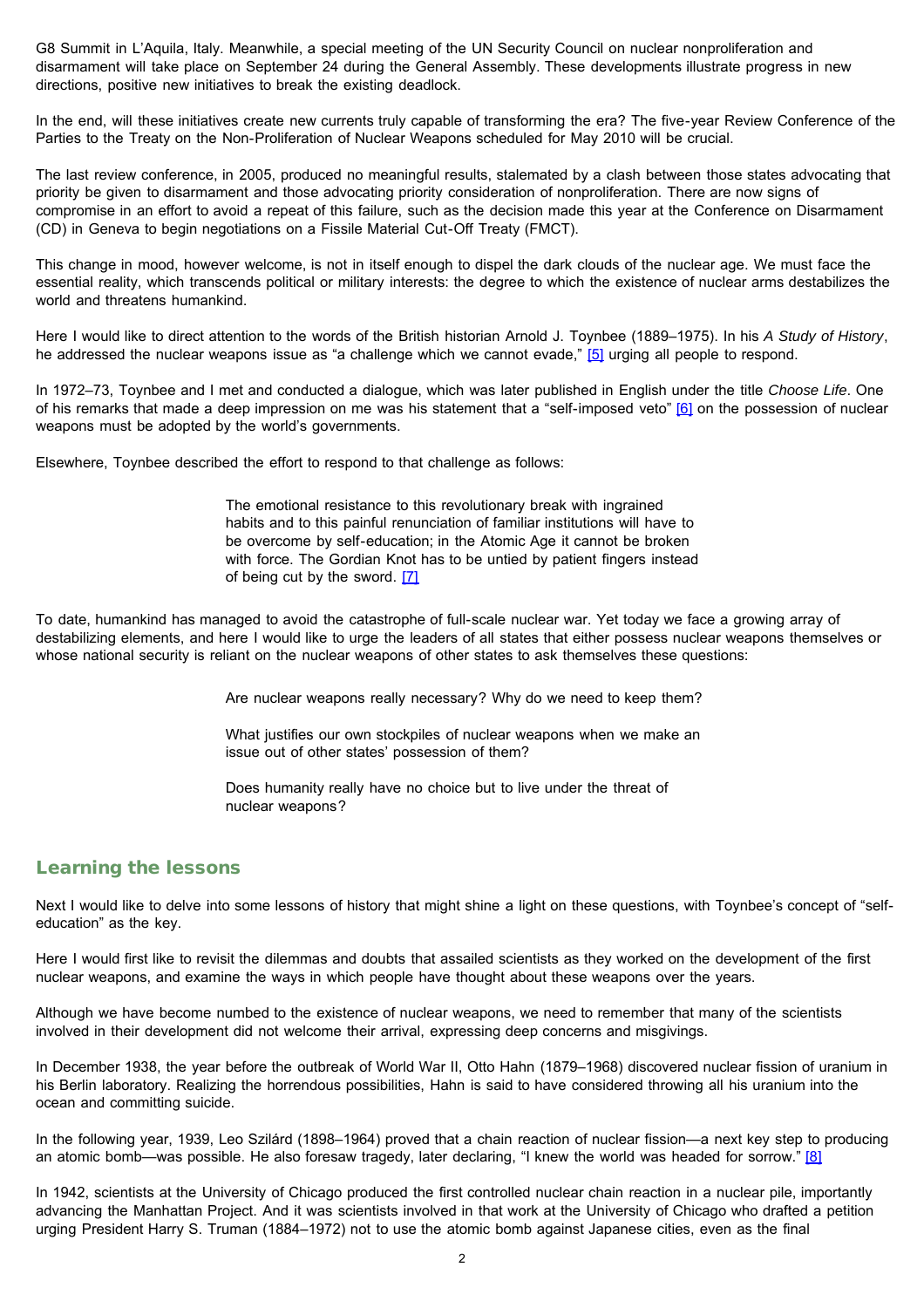G8 Summit in L'Aquila, Italy. Meanwhile, a special meeting of the UN Security Council on nuclear nonproliferation and disarmament will take place on September 24 during the General Assembly. These developments illustrate progress in new directions, positive new initiatives to break the existing deadlock.

In the end, will these initiatives create new currents truly capable of transforming the era? The five-year Review Conference of the Parties to the Treaty on the Non-Proliferation of Nuclear Weapons scheduled for May 2010 will be crucial.

The last review conference, in 2005, produced no meaningful results, stalemated by a clash between those states advocating that priority be given to disarmament and those advocating priority consideration of nonproliferation. There are now signs of compromise in an effort to avoid a repeat of this failure, such as the decision made this year at the Conference on Disarmament (CD) in Geneva to begin negotiations on a Fissile Material Cut-Off Treaty (FMCT).

This change in mood, however welcome, is not in itself enough to dispel the dark clouds of the nuclear age. We must face the essential reality, which transcends political or military interests: the degree to which the existence of nuclear arms destabilizes the world and threatens humankind.

Here I would like to direct attention to the words of the British historian Arnold J. Toynbee (1889–1975). In his *A Study of History*, he addressed the nuclear weapons issue as "a challenge which we cannot evade," [5] urging all people to respond.

In 1972–73, Toynbee and I met and conducted a dialogue, which was later published in English under the title *Choose Life*. One of his remarks that made a deep impression on me was his statement that a "self-imposed veto" [6] on the possession of nuclear weapons must be adopted by the world's governments.

Elsewhere, Toynbee described the effort to respond to that challenge as follows:

> The emotional resistance to this revolutionary break with ingrained habits and to this painful renunciation of familiar institutions will have to be overcome by self-education; in the Atomic Age it cannot be broken with force. The Gordian Knot has to be untied by patient fingers instead of being cut by the sword. [7]

To date, humankind has managed to avoid the catastrophe of full-scale nuclear war. Yet today we face a growing array of destabilizing elements, and here I would like to urge the leaders of all states that either possess nuclear weapons themselves or whose national security is reliant on the nuclear weapons of other states to ask themselves these questions:

> Are nuclear weapons really necessary? Why do we need to keep them?
>
> What justifies our own stockpiles of nuclear weapons when we make an issue out of other states' possession of them?
>
> Does humanity really have no choice but to live under the threat of nuclear weapons?

## Learning the lessons

Next I would like to delve into some lessons of history that might shine a light on these questions, with Toynbee's concept of "self-education" as the key.

Here I would first like to revisit the dilemmas and doubts that assailed scientists as they worked on the development of the first nuclear weapons, and examine the ways in which people have thought about these weapons over the years.

Although we have become numbed to the existence of nuclear weapons, we need to remember that many of the scientists involved in their development did not welcome their arrival, expressing deep concerns and misgivings.

In December 1938, the year before the outbreak of World War II, Otto Hahn (1879–1968) discovered nuclear fission of uranium in his Berlin laboratory. Realizing the horrendous possibilities, Hahn is said to have considered throwing all his uranium into the ocean and committing suicide.

In the following year, 1939, Leo Szilárd (1898–1964) proved that a chain reaction of nuclear fission—a next key step to producing an atomic bomb—was possible. He also foresaw tragedy, later declaring, "I knew the world was headed for sorrow." [8]

In 1942, scientists at the University of Chicago produced the first controlled nuclear chain reaction in a nuclear pile, importantly advancing the Manhattan Project. And it was scientists involved in that work at the University of Chicago who drafted a petition urging President Harry S. Truman (1884–1972) not to use the atomic bomb against Japanese cities, even as the final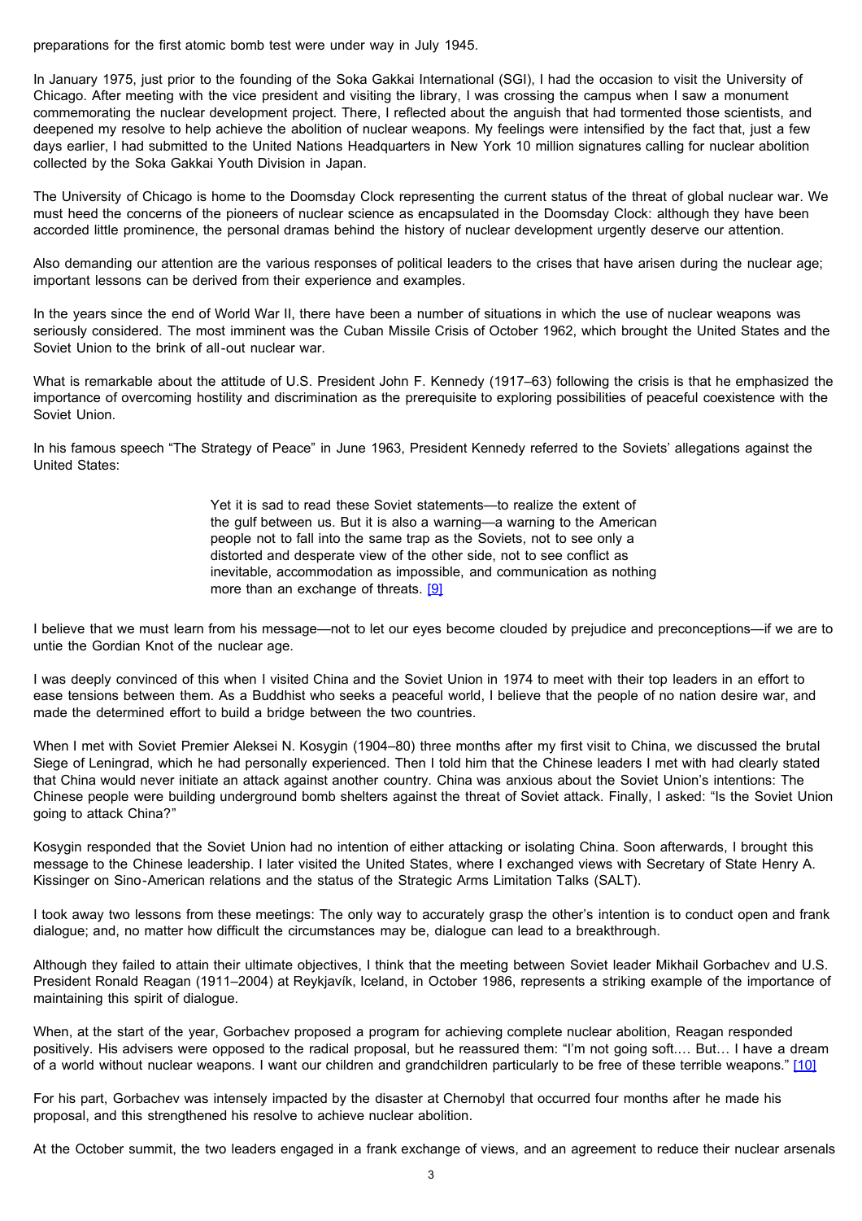preparations for the first atomic bomb test were under way in July 1945.

In January 1975, just prior to the founding of the Soka Gakkai International (SGI), I had the occasion to visit the University of Chicago. After meeting with the vice president and visiting the library, I was crossing the campus when I saw a monument commemorating the nuclear development project. There, I reflected about the anguish that had tormented those scientists, and deepened my resolve to help achieve the abolition of nuclear weapons. My feelings were intensified by the fact that, just a few days earlier, I had submitted to the United Nations Headquarters in New York 10 million signatures calling for nuclear abolition collected by the Soka Gakkai Youth Division in Japan.

The University of Chicago is home to the Doomsday Clock representing the current status of the threat of global nuclear war. We must heed the concerns of the pioneers of nuclear science as encapsulated in the Doomsday Clock: although they have been accorded little prominence, the personal dramas behind the history of nuclear development urgently deserve our attention.

Also demanding our attention are the various responses of political leaders to the crises that have arisen during the nuclear age; important lessons can be derived from their experience and examples.

In the years since the end of World War II, there have been a number of situations in which the use of nuclear weapons was seriously considered. The most imminent was the Cuban Missile Crisis of October 1962, which brought the United States and the Soviet Union to the brink of all-out nuclear war.

What is remarkable about the attitude of U.S. President John F. Kennedy (1917–63) following the crisis is that he emphasized the importance of overcoming hostility and discrimination as the prerequisite to exploring possibilities of peaceful coexistence with the Soviet Union.

In his famous speech "The Strategy of Peace" in June 1963, President Kennedy referred to the Soviets' allegations against the United States:

> Yet it is sad to read these Soviet statements—to realize the extent of the gulf between us. But it is also a warning—a warning to the American people not to fall into the same trap as the Soviets, not to see only a distorted and desperate view of the other side, not to see conflict as inevitable, accommodation as impossible, and communication as nothing more than an exchange of threats. [9]

I believe that we must learn from his message—not to let our eyes become clouded by prejudice and preconceptions—if we are to untie the Gordian Knot of the nuclear age.

I was deeply convinced of this when I visited China and the Soviet Union in 1974 to meet with their top leaders in an effort to ease tensions between them. As a Buddhist who seeks a peaceful world, I believe that the people of no nation desire war, and made the determined effort to build a bridge between the two countries.

When I met with Soviet Premier Aleksei N. Kosygin (1904–80) three months after my first visit to China, we discussed the brutal Siege of Leningrad, which he had personally experienced. Then I told him that the Chinese leaders I met with had clearly stated that China would never initiate an attack against another country. China was anxious about the Soviet Union's intentions: The Chinese people were building underground bomb shelters against the threat of Soviet attack. Finally, I asked: "Is the Soviet Union going to attack China?"

Kosygin responded that the Soviet Union had no intention of either attacking or isolating China. Soon afterwards, I brought this message to the Chinese leadership. I later visited the United States, where I exchanged views with Secretary of State Henry A. Kissinger on Sino-American relations and the status of the Strategic Arms Limitation Talks (SALT).

I took away two lessons from these meetings: The only way to accurately grasp the other's intention is to conduct open and frank dialogue; and, no matter how difficult the circumstances may be, dialogue can lead to a breakthrough.

Although they failed to attain their ultimate objectives, I think that the meeting between Soviet leader Mikhail Gorbachev and U.S. President Ronald Reagan (1911–2004) at Reykjavík, Iceland, in October 1986, represents a striking example of the importance of maintaining this spirit of dialogue.

When, at the start of the year, Gorbachev proposed a program for achieving complete nuclear abolition, Reagan responded positively. His advisers were opposed to the radical proposal, but he reassured them: "I'm not going soft.… But… I have a dream of a world without nuclear weapons. I want our children and grandchildren particularly to be free of these terrible weapons." [10]

For his part, Gorbachev was intensely impacted by the disaster at Chernobyl that occurred four months after he made his proposal, and this strengthened his resolve to achieve nuclear abolition.

At the October summit, the two leaders engaged in a frank exchange of views, and an agreement to reduce their nuclear arsenals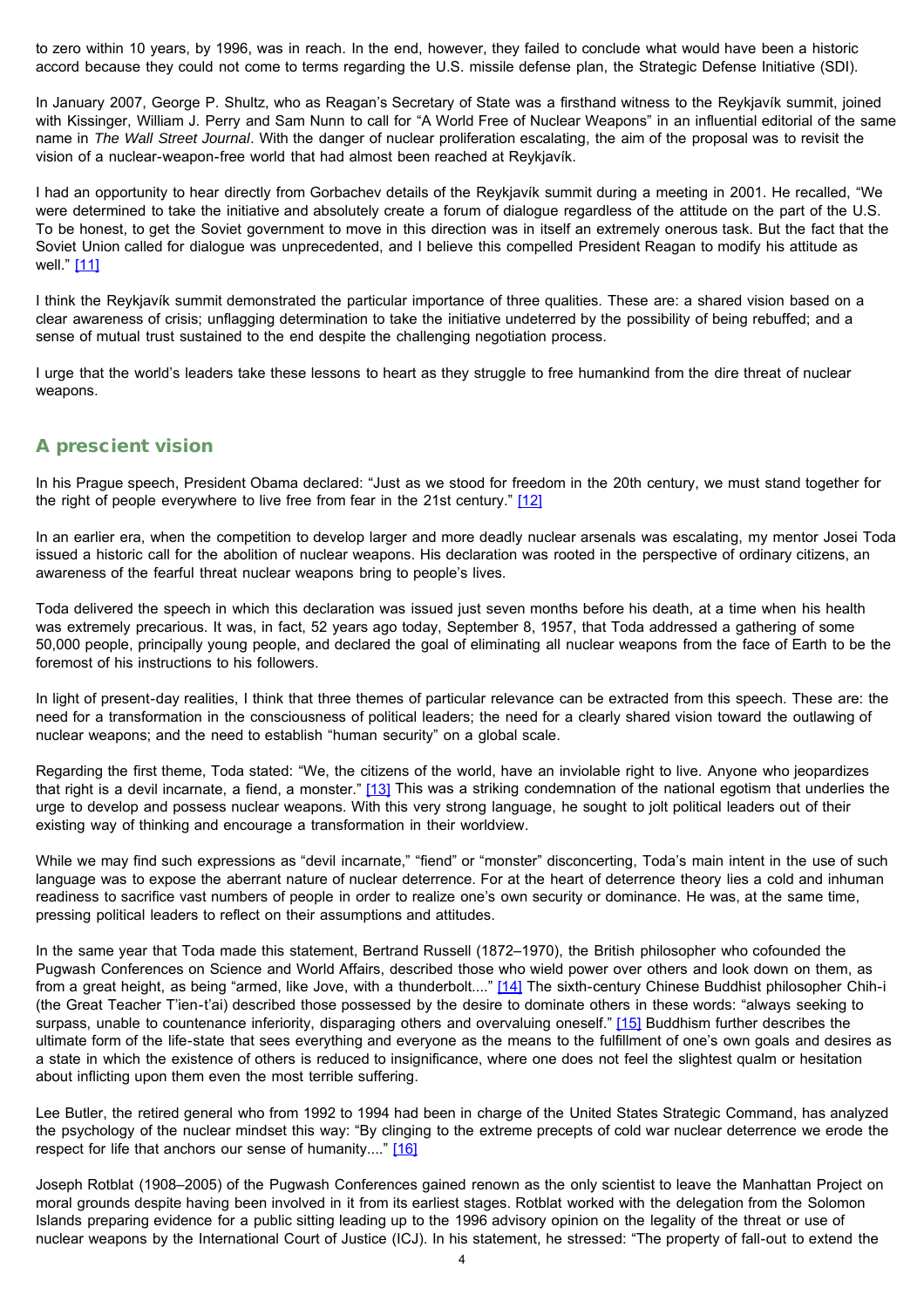to zero within 10 years, by 1996, was in reach. In the end, however, they failed to conclude what would have been a historic accord because they could not come to terms regarding the U.S. missile defense plan, the Strategic Defense Initiative (SDI).

In January 2007, George P. Shultz, who as Reagan's Secretary of State was a firsthand witness to the Reykjavík summit, joined with Kissinger, William J. Perry and Sam Nunn to call for "A World Free of Nuclear Weapons" in an influential editorial of the same name in *The Wall Street Journal*. With the danger of nuclear proliferation escalating, the aim of the proposal was to revisit the vision of a nuclear-weapon-free world that had almost been reached at Reykjavík.

I had an opportunity to hear directly from Gorbachev details of the Reykjavík summit during a meeting in 2001. He recalled, "We were determined to take the initiative and absolutely create a forum of dialogue regardless of the attitude on the part of the U.S. To be honest, to get the Soviet government to move in this direction was in itself an extremely onerous task. But the fact that the Soviet Union called for dialogue was unprecedented, and I believe this compelled President Reagan to modify his attitude as well." [11]

I think the Reykjavík summit demonstrated the particular importance of three qualities. These are: a shared vision based on a clear awareness of crisis; unflagging determination to take the initiative undeterred by the possibility of being rebuffed; and a sense of mutual trust sustained to the end despite the challenging negotiation process.

I urge that the world's leaders take these lessons to heart as they struggle to free humankind from the dire threat of nuclear weapons.

## A prescient vision

In his Prague speech, President Obama declared: "Just as we stood for freedom in the 20th century, we must stand together for the right of people everywhere to live free from fear in the 21st century." [12]

In an earlier era, when the competition to develop larger and more deadly nuclear arsenals was escalating, my mentor Josei Toda issued a historic call for the abolition of nuclear weapons. His declaration was rooted in the perspective of ordinary citizens, an awareness of the fearful threat nuclear weapons bring to people's lives.

Toda delivered the speech in which this declaration was issued just seven months before his death, at a time when his health was extremely precarious. It was, in fact, 52 years ago today, September 8, 1957, that Toda addressed a gathering of some 50,000 people, principally young people, and declared the goal of eliminating all nuclear weapons from the face of Earth to be the foremost of his instructions to his followers.

In light of present-day realities, I think that three themes of particular relevance can be extracted from this speech. These are: the need for a transformation in the consciousness of political leaders; the need for a clearly shared vision toward the outlawing of nuclear weapons; and the need to establish "human security" on a global scale.

Regarding the first theme, Toda stated: "We, the citizens of the world, have an inviolable right to live. Anyone who jeopardizes that right is a devil incarnate, a fiend, a monster." [13] This was a striking condemnation of the national egotism that underlies the urge to develop and possess nuclear weapons. With this very strong language, he sought to jolt political leaders out of their existing way of thinking and encourage a transformation in their worldview.

While we may find such expressions as "devil incarnate," "fiend" or "monster" disconcerting, Toda's main intent in the use of such language was to expose the aberrant nature of nuclear deterrence. For at the heart of deterrence theory lies a cold and inhuman readiness to sacrifice vast numbers of people in order to realize one's own security or dominance. He was, at the same time, pressing political leaders to reflect on their assumptions and attitudes.

In the same year that Toda made this statement, Bertrand Russell (1872–1970), the British philosopher who cofounded the Pugwash Conferences on Science and World Affairs, described those who wield power over others and look down on them, as from a great height, as being "armed, like Jove, with a thunderbolt...." [14] The sixth-century Chinese Buddhist philosopher Chih-i (the Great Teacher T'ien-t'ai) described those possessed by the desire to dominate others in these words: "always seeking to surpass, unable to countenance inferiority, disparaging others and overvaluing oneself." [15] Buddhism further describes the ultimate form of the life-state that sees everything and everyone as the means to the fulfillment of one's own goals and desires as a state in which the existence of others is reduced to insignificance, where one does not feel the slightest qualm or hesitation about inflicting upon them even the most terrible suffering.

Lee Butler, the retired general who from 1992 to 1994 had been in charge of the United States Strategic Command, has analyzed the psychology of the nuclear mindset this way: "By clinging to the extreme precepts of cold war nuclear deterrence we erode the respect for life that anchors our sense of humanity...." [16]

Joseph Rotblat (1908–2005) of the Pugwash Conferences gained renown as the only scientist to leave the Manhattan Project on moral grounds despite having been involved in it from its earliest stages. Rotblat worked with the delegation from the Solomon Islands preparing evidence for a public sitting leading up to the 1996 advisory opinion on the legality of the threat or use of nuclear weapons by the International Court of Justice (ICJ). In his statement, he stressed: "The property of fall-out to extend the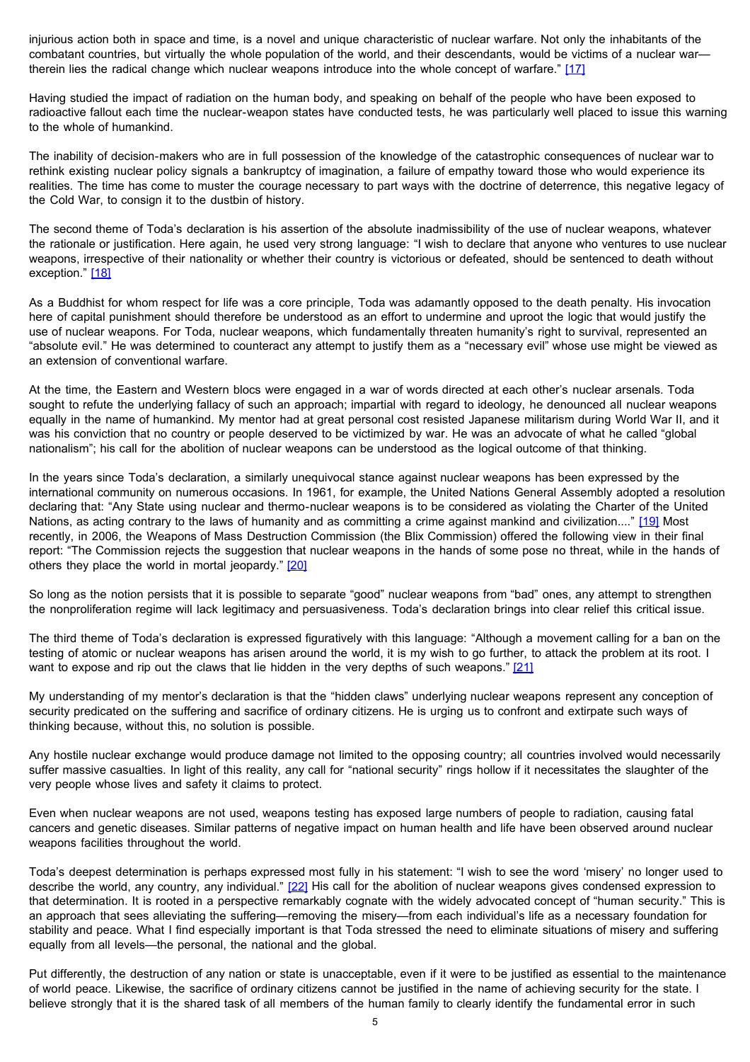injurious action both in space and time, is a novel and unique characteristic of nuclear warfare. Not only the inhabitants of the combatant countries, but virtually the whole population of the world, and their descendants, would be victims of a nuclear war—therein lies the radical change which nuclear weapons introduce into the whole concept of warfare." [17]

Having studied the impact of radiation on the human body, and speaking on behalf of the people who have been exposed to radioactive fallout each time the nuclear-weapon states have conducted tests, he was particularly well placed to issue this warning to the whole of humankind.

The inability of decision-makers who are in full possession of the knowledge of the catastrophic consequences of nuclear war to rethink existing nuclear policy signals a bankruptcy of imagination, a failure of empathy toward those who would experience its realities. The time has come to muster the courage necessary to part ways with the doctrine of deterrence, this negative legacy of the Cold War, to consign it to the dustbin of history.

The second theme of Toda's declaration is his assertion of the absolute inadmissibility of the use of nuclear weapons, whatever the rationale or justification. Here again, he used very strong language: "I wish to declare that anyone who ventures to use nuclear weapons, irrespective of their nationality or whether their country is victorious or defeated, should be sentenced to death without exception." [18]

As a Buddhist for whom respect for life was a core principle, Toda was adamantly opposed to the death penalty. His invocation here of capital punishment should therefore be understood as an effort to undermine and uproot the logic that would justify the use of nuclear weapons. For Toda, nuclear weapons, which fundamentally threaten humanity's right to survival, represented an "absolute evil." He was determined to counteract any attempt to justify them as a "necessary evil" whose use might be viewed as an extension of conventional warfare.

At the time, the Eastern and Western blocs were engaged in a war of words directed at each other's nuclear arsenals. Toda sought to refute the underlying fallacy of such an approach; impartial with regard to ideology, he denounced all nuclear weapons equally in the name of humankind. My mentor had at great personal cost resisted Japanese militarism during World War II, and it was his conviction that no country or people deserved to be victimized by war. He was an advocate of what he called "global nationalism"; his call for the abolition of nuclear weapons can be understood as the logical outcome of that thinking.

In the years since Toda's declaration, a similarly unequivocal stance against nuclear weapons has been expressed by the international community on numerous occasions. In 1961, for example, the United Nations General Assembly adopted a resolution declaring that: "Any State using nuclear and thermo-nuclear weapons is to be considered as violating the Charter of the United Nations, as acting contrary to the laws of humanity and as committing a crime against mankind and civilization...." [19] Most recently, in 2006, the Weapons of Mass Destruction Commission (the Blix Commission) offered the following view in their final report: "The Commission rejects the suggestion that nuclear weapons in the hands of some pose no threat, while in the hands of others they place the world in mortal jeopardy." [20]

So long as the notion persists that it is possible to separate "good" nuclear weapons from "bad" ones, any attempt to strengthen the nonproliferation regime will lack legitimacy and persuasiveness. Toda's declaration brings into clear relief this critical issue.

The third theme of Toda's declaration is expressed figuratively with this language: "Although a movement calling for a ban on the testing of atomic or nuclear weapons has arisen around the world, it is my wish to go further, to attack the problem at its root. I want to expose and rip out the claws that lie hidden in the very depths of such weapons." [21]

My understanding of my mentor's declaration is that the "hidden claws" underlying nuclear weapons represent any conception of security predicated on the suffering and sacrifice of ordinary citizens. He is urging us to confront and extirpate such ways of thinking because, without this, no solution is possible.

Any hostile nuclear exchange would produce damage not limited to the opposing country; all countries involved would necessarily suffer massive casualties. In light of this reality, any call for "national security" rings hollow if it necessitates the slaughter of the very people whose lives and safety it claims to protect.

Even when nuclear weapons are not used, weapons testing has exposed large numbers of people to radiation, causing fatal cancers and genetic diseases. Similar patterns of negative impact on human health and life have been observed around nuclear weapons facilities throughout the world.

Toda's deepest determination is perhaps expressed most fully in his statement: "I wish to see the word 'misery' no longer used to describe the world, any country, any individual." [22] His call for the abolition of nuclear weapons gives condensed expression to that determination. It is rooted in a perspective remarkably cognate with the widely advocated concept of "human security." This is an approach that sees alleviating the suffering—removing the misery—from each individual's life as a necessary foundation for stability and peace. What I find especially important is that Toda stressed the need to eliminate situations of misery and suffering equally from all levels—the personal, the national and the global.

Put differently, the destruction of any nation or state is unacceptable, even if it were to be justified as essential to the maintenance of world peace. Likewise, the sacrifice of ordinary citizens cannot be justified in the name of achieving security for the state. I believe strongly that it is the shared task of all members of the human family to clearly identify the fundamental error in such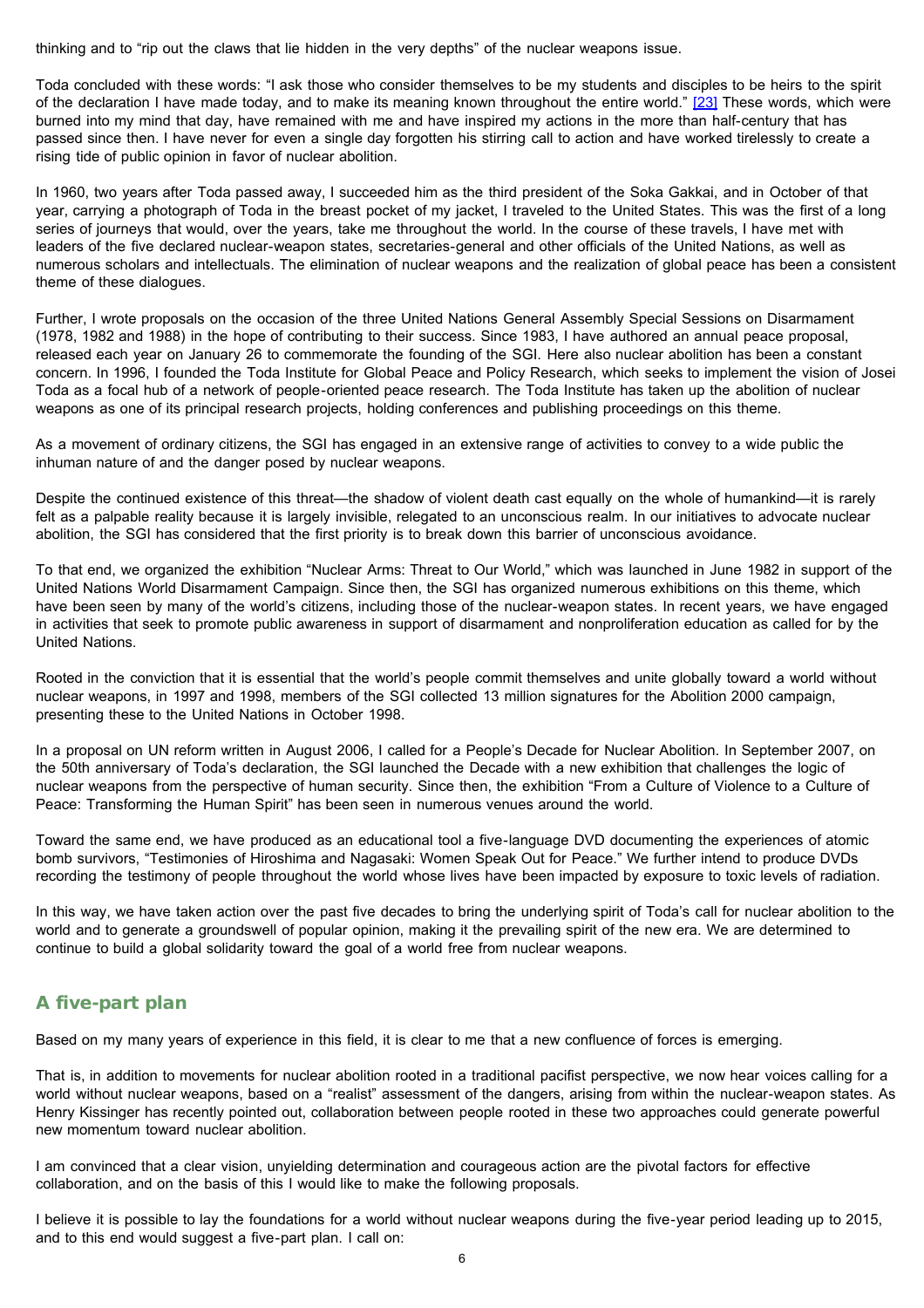thinking and to "rip out the claws that lie hidden in the very depths" of the nuclear weapons issue.

Toda concluded with these words: "I ask those who consider themselves to be my students and disciples to be heirs to the spirit of the declaration I have made today, and to make its meaning known throughout the entire world." [23] These words, which were burned into my mind that day, have remained with me and have inspired my actions in the more than half-century that has passed since then. I have never for even a single day forgotten his stirring call to action and have worked tirelessly to create a rising tide of public opinion in favor of nuclear abolition.

In 1960, two years after Toda passed away, I succeeded him as the third president of the Soka Gakkai, and in October of that year, carrying a photograph of Toda in the breast pocket of my jacket, I traveled to the United States. This was the first of a long series of journeys that would, over the years, take me throughout the world. In the course of these travels, I have met with leaders of the five declared nuclear-weapon states, secretaries-general and other officials of the United Nations, as well as numerous scholars and intellectuals. The elimination of nuclear weapons and the realization of global peace has been a consistent theme of these dialogues.

Further, I wrote proposals on the occasion of the three United Nations General Assembly Special Sessions on Disarmament (1978, 1982 and 1988) in the hope of contributing to their success. Since 1983, I have authored an annual peace proposal, released each year on January 26 to commemorate the founding of the SGI. Here also nuclear abolition has been a constant concern. In 1996, I founded the Toda Institute for Global Peace and Policy Research, which seeks to implement the vision of Josei Toda as a focal hub of a network of people-oriented peace research. The Toda Institute has taken up the abolition of nuclear weapons as one of its principal research projects, holding conferences and publishing proceedings on this theme.

As a movement of ordinary citizens, the SGI has engaged in an extensive range of activities to convey to a wide public the inhuman nature of and the danger posed by nuclear weapons.

Despite the continued existence of this threat—the shadow of violent death cast equally on the whole of humankind—it is rarely felt as a palpable reality because it is largely invisible, relegated to an unconscious realm. In our initiatives to advocate nuclear abolition, the SGI has considered that the first priority is to break down this barrier of unconscious avoidance.

To that end, we organized the exhibition "Nuclear Arms: Threat to Our World," which was launched in June 1982 in support of the United Nations World Disarmament Campaign. Since then, the SGI has organized numerous exhibitions on this theme, which have been seen by many of the world's citizens, including those of the nuclear-weapon states. In recent years, we have engaged in activities that seek to promote public awareness in support of disarmament and nonproliferation education as called for by the United Nations.

Rooted in the conviction that it is essential that the world's people commit themselves and unite globally toward a world without nuclear weapons, in 1997 and 1998, members of the SGI collected 13 million signatures for the Abolition 2000 campaign, presenting these to the United Nations in October 1998.

In a proposal on UN reform written in August 2006, I called for a People's Decade for Nuclear Abolition. In September 2007, on the 50th anniversary of Toda's declaration, the SGI launched the Decade with a new exhibition that challenges the logic of nuclear weapons from the perspective of human security. Since then, the exhibition "From a Culture of Violence to a Culture of Peace: Transforming the Human Spirit" has been seen in numerous venues around the world.

Toward the same end, we have produced as an educational tool a five-language DVD documenting the experiences of atomic bomb survivors, "Testimonies of Hiroshima and Nagasaki: Women Speak Out for Peace." We further intend to produce DVDs recording the testimony of people throughout the world whose lives have been impacted by exposure to toxic levels of radiation.

In this way, we have taken action over the past five decades to bring the underlying spirit of Toda's call for nuclear abolition to the world and to generate a groundswell of popular opinion, making it the prevailing spirit of the new era. We are determined to continue to build a global solidarity toward the goal of a world free from nuclear weapons.

## A five-part plan

Based on my many years of experience in this field, it is clear to me that a new confluence of forces is emerging.

That is, in addition to movements for nuclear abolition rooted in a traditional pacifist perspective, we now hear voices calling for a world without nuclear weapons, based on a "realist" assessment of the dangers, arising from within the nuclear-weapon states. As Henry Kissinger has recently pointed out, collaboration between people rooted in these two approaches could generate powerful new momentum toward nuclear abolition.

I am convinced that a clear vision, unyielding determination and courageous action are the pivotal factors for effective collaboration, and on the basis of this I would like to make the following proposals.

I believe it is possible to lay the foundations for a world without nuclear weapons during the five-year period leading up to 2015, and to this end would suggest a five-part plan. I call on: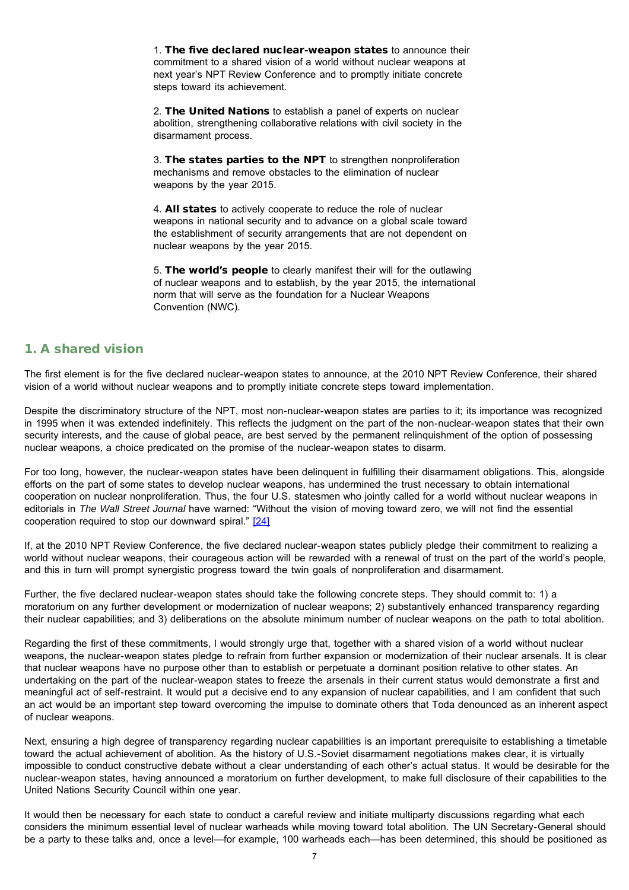1. **The five declared nuclear-weapon states** to announce their commitment to a shared vision of a world without nuclear weapons at next year's NPT Review Conference and to promptly initiate concrete steps toward its achievement.

2. **The United Nations** to establish a panel of experts on nuclear abolition, strengthening collaborative relations with civil society in the disarmament process.

3. **The states parties to the NPT** to strengthen nonproliferation mechanisms and remove obstacles to the elimination of nuclear weapons by the year 2015.

4. **All states** to actively cooperate to reduce the role of nuclear weapons in national security and to advance on a global scale toward the establishment of security arrangements that are not dependent on nuclear weapons by the year 2015.

5. **The world's people** to clearly manifest their will for the outlawing of nuclear weapons and to establish, by the year 2015, the international norm that will serve as the foundation for a Nuclear Weapons Convention (NWC).

## 1. A shared vision

The first element is for the five declared nuclear-weapon states to announce, at the 2010 NPT Review Conference, their shared vision of a world without nuclear weapons and to promptly initiate concrete steps toward implementation.

Despite the discriminatory structure of the NPT, most non-nuclear-weapon states are parties to it; its importance was recognized in 1995 when it was extended indefinitely. This reflects the judgment on the part of the non-nuclear-weapon states that their own security interests, and the cause of global peace, are best served by the permanent relinquishment of the option of possessing nuclear weapons, a choice predicated on the promise of the nuclear-weapon states to disarm.

For too long, however, the nuclear-weapon states have been delinquent in fulfilling their disarmament obligations. This, alongside efforts on the part of some states to develop nuclear weapons, has undermined the trust necessary to obtain international cooperation on nuclear nonproliferation. Thus, the four U.S. statesmen who jointly called for a world without nuclear weapons in editorials in *The Wall Street Journal* have warned: "Without the vision of moving toward zero, we will not find the essential cooperation required to stop our downward spiral." [24]

If, at the 2010 NPT Review Conference, the five declared nuclear-weapon states publicly pledge their commitment to realizing a world without nuclear weapons, their courageous action will be rewarded with a renewal of trust on the part of the world's people, and this in turn will prompt synergistic progress toward the twin goals of nonproliferation and disarmament.

Further, the five declared nuclear-weapon states should take the following concrete steps. They should commit to: 1) a moratorium on any further development or modernization of nuclear weapons; 2) substantively enhanced transparency regarding their nuclear capabilities; and 3) deliberations on the absolute minimum number of nuclear weapons on the path to total abolition.

Regarding the first of these commitments, I would strongly urge that, together with a shared vision of a world without nuclear weapons, the nuclear-weapon states pledge to refrain from further expansion or modernization of their nuclear arsenals. It is clear that nuclear weapons have no purpose other than to establish or perpetuate a dominant position relative to other states. An undertaking on the part of the nuclear-weapon states to freeze the arsenals in their current status would demonstrate a first and meaningful act of self-restraint. It would put a decisive end to any expansion of nuclear capabilities, and I am confident that such an act would be an important step toward overcoming the impulse to dominate others that Toda denounced as an inherent aspect of nuclear weapons.

Next, ensuring a high degree of transparency regarding nuclear capabilities is an important prerequisite to establishing a timetable toward the actual achievement of abolition. As the history of U.S.-Soviet disarmament negotiations makes clear, it is virtually impossible to conduct constructive debate without a clear understanding of each other's actual status. It would be desirable for the nuclear-weapon states, having announced a moratorium on further development, to make full disclosure of their capabilities to the United Nations Security Council within one year.

It would then be necessary for each state to conduct a careful review and initiate multiparty discussions regarding what each considers the minimum essential level of nuclear warheads while moving toward total abolition. The UN Secretary-General should be a party to these talks and, once a level—for example, 100 warheads each—has been determined, this should be positioned as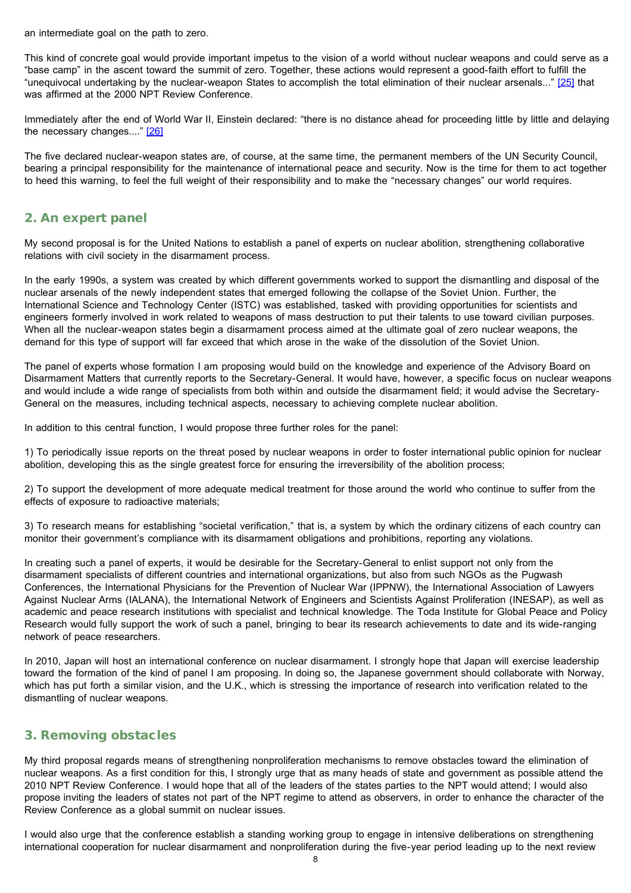an intermediate goal on the path to zero.

This kind of concrete goal would provide important impetus to the vision of a world without nuclear weapons and could serve as a "base camp" in the ascent toward the summit of zero. Together, these actions would represent a good-faith effort to fulfill the "unequivocal undertaking by the nuclear-weapon States to accomplish the total elimination of their nuclear arsenals..." [25] that was affirmed at the 2000 NPT Review Conference.

Immediately after the end of World War II, Einstein declared: "there is no distance ahead for proceeding little by little and delaying the necessary changes...." [26]

The five declared nuclear-weapon states are, of course, at the same time, the permanent members of the UN Security Council, bearing a principal responsibility for the maintenance of international peace and security. Now is the time for them to act together to heed this warning, to feel the full weight of their responsibility and to make the "necessary changes" our world requires.

## 2. An expert panel

My second proposal is for the United Nations to establish a panel of experts on nuclear abolition, strengthening collaborative relations with civil society in the disarmament process.

In the early 1990s, a system was created by which different governments worked to support the dismantling and disposal of the nuclear arsenals of the newly independent states that emerged following the collapse of the Soviet Union. Further, the International Science and Technology Center (ISTC) was established, tasked with providing opportunities for scientists and engineers formerly involved in work related to weapons of mass destruction to put their talents to use toward civilian purposes. When all the nuclear-weapon states begin a disarmament process aimed at the ultimate goal of zero nuclear weapons, the demand for this type of support will far exceed that which arose in the wake of the dissolution of the Soviet Union.

The panel of experts whose formation I am proposing would build on the knowledge and experience of the Advisory Board on Disarmament Matters that currently reports to the Secretary-General. It would have, however, a specific focus on nuclear weapons and would include a wide range of specialists from both within and outside the disarmament field; it would advise the Secretary-General on the measures, including technical aspects, necessary to achieving complete nuclear abolition.

In addition to this central function, I would propose three further roles for the panel:

1) To periodically issue reports on the threat posed by nuclear weapons in order to foster international public opinion for nuclear abolition, developing this as the single greatest force for ensuring the irreversibility of the abolition process;

2) To support the development of more adequate medical treatment for those around the world who continue to suffer from the effects of exposure to radioactive materials;

3) To research means for establishing "societal verification," that is, a system by which the ordinary citizens of each country can monitor their government's compliance with its disarmament obligations and prohibitions, reporting any violations.

In creating such a panel of experts, it would be desirable for the Secretary-General to enlist support not only from the disarmament specialists of different countries and international organizations, but also from such NGOs as the Pugwash Conferences, the International Physicians for the Prevention of Nuclear War (IPPNW), the International Association of Lawyers Against Nuclear Arms (IALANA), the International Network of Engineers and Scientists Against Proliferation (INESAP), as well as academic and peace research institutions with specialist and technical knowledge. The Toda Institute for Global Peace and Policy Research would fully support the work of such a panel, bringing to bear its research achievements to date and its wide-ranging network of peace researchers.

In 2010, Japan will host an international conference on nuclear disarmament. I strongly hope that Japan will exercise leadership toward the formation of the kind of panel I am proposing. In doing so, the Japanese government should collaborate with Norway, which has put forth a similar vision, and the U.K., which is stressing the importance of research into verification related to the dismantling of nuclear weapons.

## 3. Removing obstacles

My third proposal regards means of strengthening nonproliferation mechanisms to remove obstacles toward the elimination of nuclear weapons. As a first condition for this, I strongly urge that as many heads of state and government as possible attend the 2010 NPT Review Conference. I would hope that all of the leaders of the states parties to the NPT would attend; I would also propose inviting the leaders of states not part of the NPT regime to attend as observers, in order to enhance the character of the Review Conference as a global summit on nuclear issues.

I would also urge that the conference establish a standing working group to engage in intensive deliberations on strengthening international cooperation for nuclear disarmament and nonproliferation during the five-year period leading up to the next review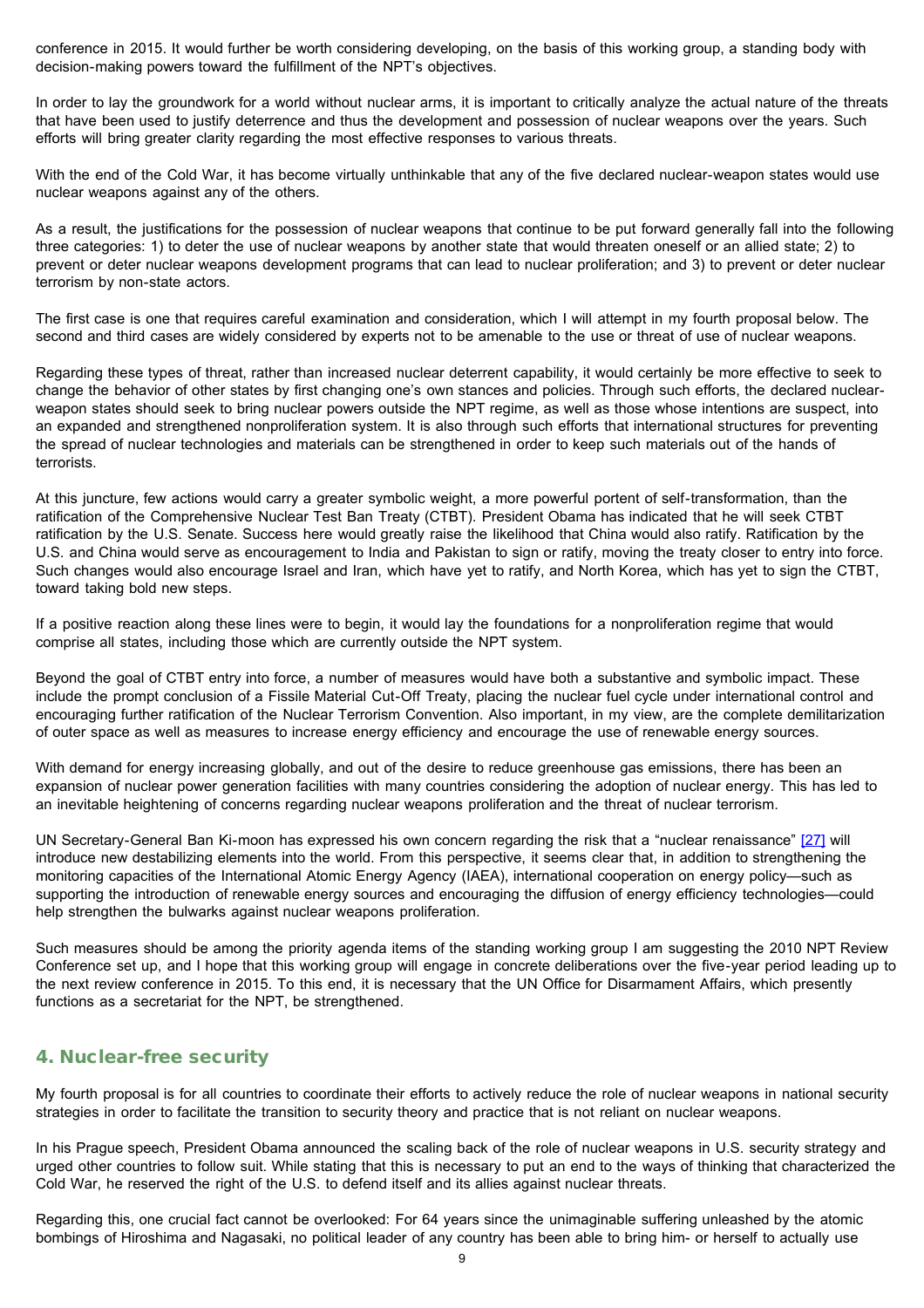conference in 2015. It would further be worth considering developing, on the basis of this working group, a standing body with decision-making powers toward the fulfillment of the NPT's objectives.

In order to lay the groundwork for a world without nuclear arms, it is important to critically analyze the actual nature of the threats that have been used to justify deterrence and thus the development and possession of nuclear weapons over the years. Such efforts will bring greater clarity regarding the most effective responses to various threats.

With the end of the Cold War, it has become virtually unthinkable that any of the five declared nuclear-weapon states would use nuclear weapons against any of the others.

As a result, the justifications for the possession of nuclear weapons that continue to be put forward generally fall into the following three categories: 1) to deter the use of nuclear weapons by another state that would threaten oneself or an allied state; 2) to prevent or deter nuclear weapons development programs that can lead to nuclear proliferation; and 3) to prevent or deter nuclear terrorism by non-state actors.

The first case is one that requires careful examination and consideration, which I will attempt in my fourth proposal below. The second and third cases are widely considered by experts not to be amenable to the use or threat of use of nuclear weapons.

Regarding these types of threat, rather than increased nuclear deterrent capability, it would certainly be more effective to seek to change the behavior of other states by first changing one's own stances and policies. Through such efforts, the declared nuclear-weapon states should seek to bring nuclear powers outside the NPT regime, as well as those whose intentions are suspect, into an expanded and strengthened nonproliferation system. It is also through such efforts that international structures for preventing the spread of nuclear technologies and materials can be strengthened in order to keep such materials out of the hands of terrorists.

At this juncture, few actions would carry a greater symbolic weight, a more powerful portent of self-transformation, than the ratification of the Comprehensive Nuclear Test Ban Treaty (CTBT). President Obama has indicated that he will seek CTBT ratification by the U.S. Senate. Success here would greatly raise the likelihood that China would also ratify. Ratification by the U.S. and China would serve as encouragement to India and Pakistan to sign or ratify, moving the treaty closer to entry into force. Such changes would also encourage Israel and Iran, which have yet to ratify, and North Korea, which has yet to sign the CTBT, toward taking bold new steps.

If a positive reaction along these lines were to begin, it would lay the foundations for a nonproliferation regime that would comprise all states, including those which are currently outside the NPT system.

Beyond the goal of CTBT entry into force, a number of measures would have both a substantive and symbolic impact. These include the prompt conclusion of a Fissile Material Cut-Off Treaty, placing the nuclear fuel cycle under international control and encouraging further ratification of the Nuclear Terrorism Convention. Also important, in my view, are the complete demilitarization of outer space as well as measures to increase energy efficiency and encourage the use of renewable energy sources.

With demand for energy increasing globally, and out of the desire to reduce greenhouse gas emissions, there has been an expansion of nuclear power generation facilities with many countries considering the adoption of nuclear energy. This has led to an inevitable heightening of concerns regarding nuclear weapons proliferation and the threat of nuclear terrorism.

UN Secretary-General Ban Ki-moon has expressed his own concern regarding the risk that a "nuclear renaissance" [27] will introduce new destabilizing elements into the world. From this perspective, it seems clear that, in addition to strengthening the monitoring capacities of the International Atomic Energy Agency (IAEA), international cooperation on energy policy—such as supporting the introduction of renewable energy sources and encouraging the diffusion of energy efficiency technologies—could help strengthen the bulwarks against nuclear weapons proliferation.

Such measures should be among the priority agenda items of the standing working group I am suggesting the 2010 NPT Review Conference set up, and I hope that this working group will engage in concrete deliberations over the five-year period leading up to the next review conference in 2015. To this end, it is necessary that the UN Office for Disarmament Affairs, which presently functions as a secretariat for the NPT, be strengthened.

## 4. Nuclear-free security

My fourth proposal is for all countries to coordinate their efforts to actively reduce the role of nuclear weapons in national security strategies in order to facilitate the transition to security theory and practice that is not reliant on nuclear weapons.

In his Prague speech, President Obama announced the scaling back of the role of nuclear weapons in U.S. security strategy and urged other countries to follow suit. While stating that this is necessary to put an end to the ways of thinking that characterized the Cold War, he reserved the right of the U.S. to defend itself and its allies against nuclear threats.

Regarding this, one crucial fact cannot be overlooked: For 64 years since the unimaginable suffering unleashed by the atomic bombings of Hiroshima and Nagasaki, no political leader of any country has been able to bring him- or herself to actually use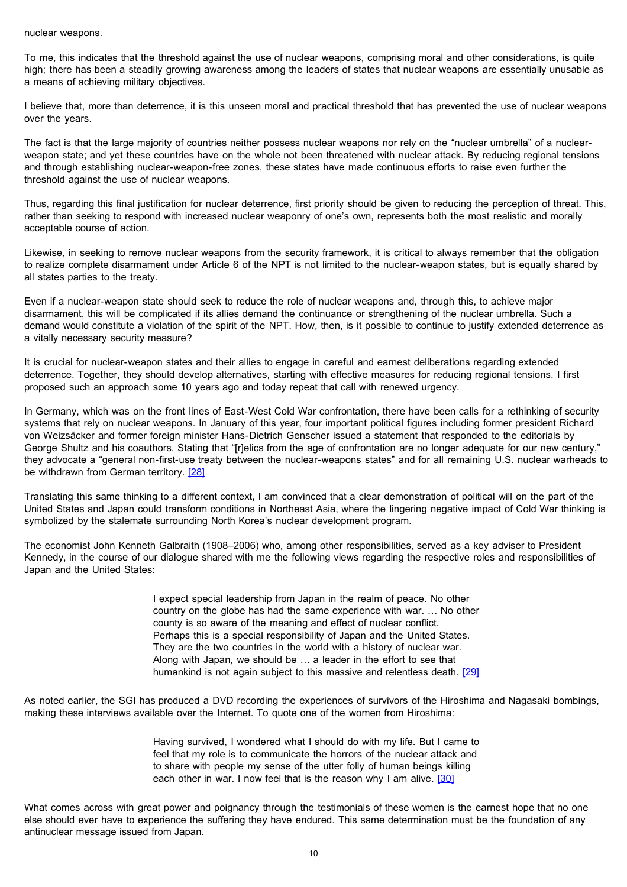nuclear weapons.

To me, this indicates that the threshold against the use of nuclear weapons, comprising moral and other considerations, is quite high; there has been a steadily growing awareness among the leaders of states that nuclear weapons are essentially unusable as a means of achieving military objectives.

I believe that, more than deterrence, it is this unseen moral and practical threshold that has prevented the use of nuclear weapons over the years.

The fact is that the large majority of countries neither possess nuclear weapons nor rely on the "nuclear umbrella" of a nuclear-weapon state; and yet these countries have on the whole not been threatened with nuclear attack. By reducing regional tensions and through establishing nuclear-weapon-free zones, these states have made continuous efforts to raise even further the threshold against the use of nuclear weapons.

Thus, regarding this final justification for nuclear deterrence, first priority should be given to reducing the perception of threat. This, rather than seeking to respond with increased nuclear weaponry of one's own, represents both the most realistic and morally acceptable course of action.

Likewise, in seeking to remove nuclear weapons from the security framework, it is critical to always remember that the obligation to realize complete disarmament under Article 6 of the NPT is not limited to the nuclear-weapon states, but is equally shared by all states parties to the treaty.

Even if a nuclear-weapon state should seek to reduce the role of nuclear weapons and, through this, to achieve major disarmament, this will be complicated if its allies demand the continuance or strengthening of the nuclear umbrella. Such a demand would constitute a violation of the spirit of the NPT. How, then, is it possible to continue to justify extended deterrence as a vitally necessary security measure?

It is crucial for nuclear-weapon states and their allies to engage in careful and earnest deliberations regarding extended deterrence. Together, they should develop alternatives, starting with effective measures for reducing regional tensions. I first proposed such an approach some 10 years ago and today repeat that call with renewed urgency.

In Germany, which was on the front lines of East-West Cold War confrontation, there have been calls for a rethinking of security systems that rely on nuclear weapons. In January of this year, four important political figures including former president Richard von Weizsäcker and former foreign minister Hans-Dietrich Genscher issued a statement that responded to the editorials by George Shultz and his coauthors. Stating that "[r]elics from the age of confrontation are no longer adequate for our new century," they advocate a "general non-first-use treaty between the nuclear-weapons states" and for all remaining U.S. nuclear warheads to be withdrawn from German territory. [28]

Translating this same thinking to a different context, I am convinced that a clear demonstration of political will on the part of the United States and Japan could transform conditions in Northeast Asia, where the lingering negative impact of Cold War thinking is symbolized by the stalemate surrounding North Korea's nuclear development program.

The economist John Kenneth Galbraith (1908–2006) who, among other responsibilities, served as a key adviser to President Kennedy, in the course of our dialogue shared with me the following views regarding the respective roles and responsibilities of Japan and the United States:

> I expect special leadership from Japan in the realm of peace. No other country on the globe has had the same experience with war. … No other county is so aware of the meaning and effect of nuclear conflict. Perhaps this is a special responsibility of Japan and the United States. They are the two countries in the world with a history of nuclear war. Along with Japan, we should be … a leader in the effort to see that humankind is not again subject to this massive and relentless death. [29]

As noted earlier, the SGI has produced a DVD recording the experiences of survivors of the Hiroshima and Nagasaki bombings, making these interviews available over the Internet. To quote one of the women from Hiroshima:

> Having survived, I wondered what I should do with my life. But I came to feel that my role is to communicate the horrors of the nuclear attack and to share with people my sense of the utter folly of human beings killing each other in war. I now feel that is the reason why I am alive. [30]

What comes across with great power and poignancy through the testimonials of these women is the earnest hope that no one else should ever have to experience the suffering they have endured. This same determination must be the foundation of any antinuclear message issued from Japan.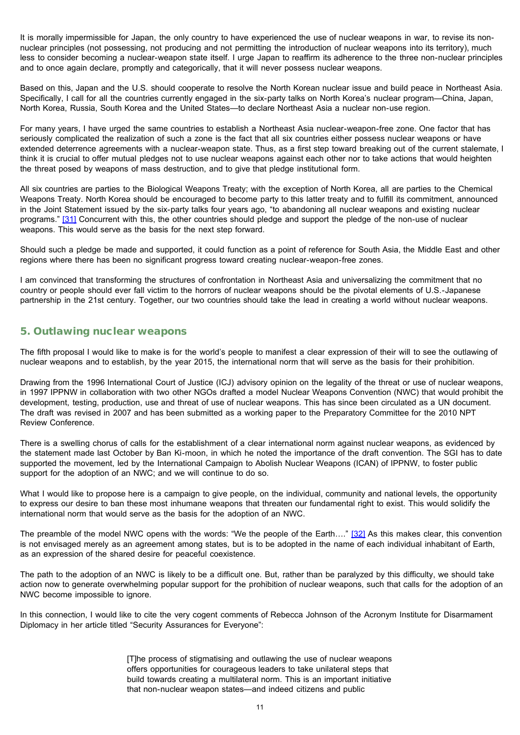It is morally impermissible for Japan, the only country to have experienced the use of nuclear weapons in war, to revise its non-nuclear principles (not possessing, not producing and not permitting the introduction of nuclear weapons into its territory), much less to consider becoming a nuclear-weapon state itself. I urge Japan to reaffirm its adherence to the three non-nuclear principles and to once again declare, promptly and categorically, that it will never possess nuclear weapons.

Based on this, Japan and the U.S. should cooperate to resolve the North Korean nuclear issue and build peace in Northeast Asia. Specifically, I call for all the countries currently engaged in the six-party talks on North Korea's nuclear program—China, Japan, North Korea, Russia, South Korea and the United States—to declare Northeast Asia a nuclear non-use region.

For many years, I have urged the same countries to establish a Northeast Asia nuclear-weapon-free zone. One factor that has seriously complicated the realization of such a zone is the fact that all six countries either possess nuclear weapons or have extended deterrence agreements with a nuclear-weapon state. Thus, as a first step toward breaking out of the current stalemate, I think it is crucial to offer mutual pledges not to use nuclear weapons against each other nor to take actions that would heighten the threat posed by weapons of mass destruction, and to give that pledge institutional form.

All six countries are parties to the Biological Weapons Treaty; with the exception of North Korea, all are parties to the Chemical Weapons Treaty. North Korea should be encouraged to become party to this latter treaty and to fulfill its commitment, announced in the Joint Statement issued by the six-party talks four years ago, "to abandoning all nuclear weapons and existing nuclear programs." [31] Concurrent with this, the other countries should pledge and support the pledge of the non-use of nuclear weapons. This would serve as the basis for the next step forward.

Should such a pledge be made and supported, it could function as a point of reference for South Asia, the Middle East and other regions where there has been no significant progress toward creating nuclear-weapon-free zones.

I am convinced that transforming the structures of confrontation in Northeast Asia and universalizing the commitment that no country or people should ever fall victim to the horrors of nuclear weapons should be the pivotal elements of U.S.-Japanese partnership in the 21st century. Together, our two countries should take the lead in creating a world without nuclear weapons.

## 5. Outlawing nuclear weapons

The fifth proposal I would like to make is for the world's people to manifest a clear expression of their will to see the outlawing of nuclear weapons and to establish, by the year 2015, the international norm that will serve as the basis for their prohibition.

Drawing from the 1996 International Court of Justice (ICJ) advisory opinion on the legality of the threat or use of nuclear weapons, in 1997 IPPNW in collaboration with two other NGOs drafted a model Nuclear Weapons Convention (NWC) that would prohibit the development, testing, production, use and threat of use of nuclear weapons. This has since been circulated as a UN document. The draft was revised in 2007 and has been submitted as a working paper to the Preparatory Committee for the 2010 NPT Review Conference.

There is a swelling chorus of calls for the establishment of a clear international norm against nuclear weapons, as evidenced by the statement made last October by Ban Ki-moon, in which he noted the importance of the draft convention. The SGI has to date supported the movement, led by the International Campaign to Abolish Nuclear Weapons (ICAN) of IPPNW, to foster public support for the adoption of an NWC; and we will continue to do so.

What I would like to propose here is a campaign to give people, on the individual, community and national levels, the opportunity to express our desire to ban these most inhumane weapons that threaten our fundamental right to exist. This would solidify the international norm that would serve as the basis for the adoption of an NWC.

The preamble of the model NWC opens with the words: "We the people of the Earth…." [32] As this makes clear, this convention is not envisaged merely as an agreement among states, but is to be adopted in the name of each individual inhabitant of Earth, as an expression of the shared desire for peaceful coexistence.

The path to the adoption of an NWC is likely to be a difficult one. But, rather than be paralyzed by this difficulty, we should take action now to generate overwhelming popular support for the prohibition of nuclear weapons, such that calls for the adoption of an NWC become impossible to ignore.

In this connection, I would like to cite the very cogent comments of Rebecca Johnson of the Acronym Institute for Disarmament Diplomacy in her article titled "Security Assurances for Everyone":

> [T]he process of stigmatising and outlawing the use of nuclear weapons offers opportunities for courageous leaders to take unilateral steps that build towards creating a multilateral norm. This is an important initiative that non-nuclear weapon states—and indeed citizens and public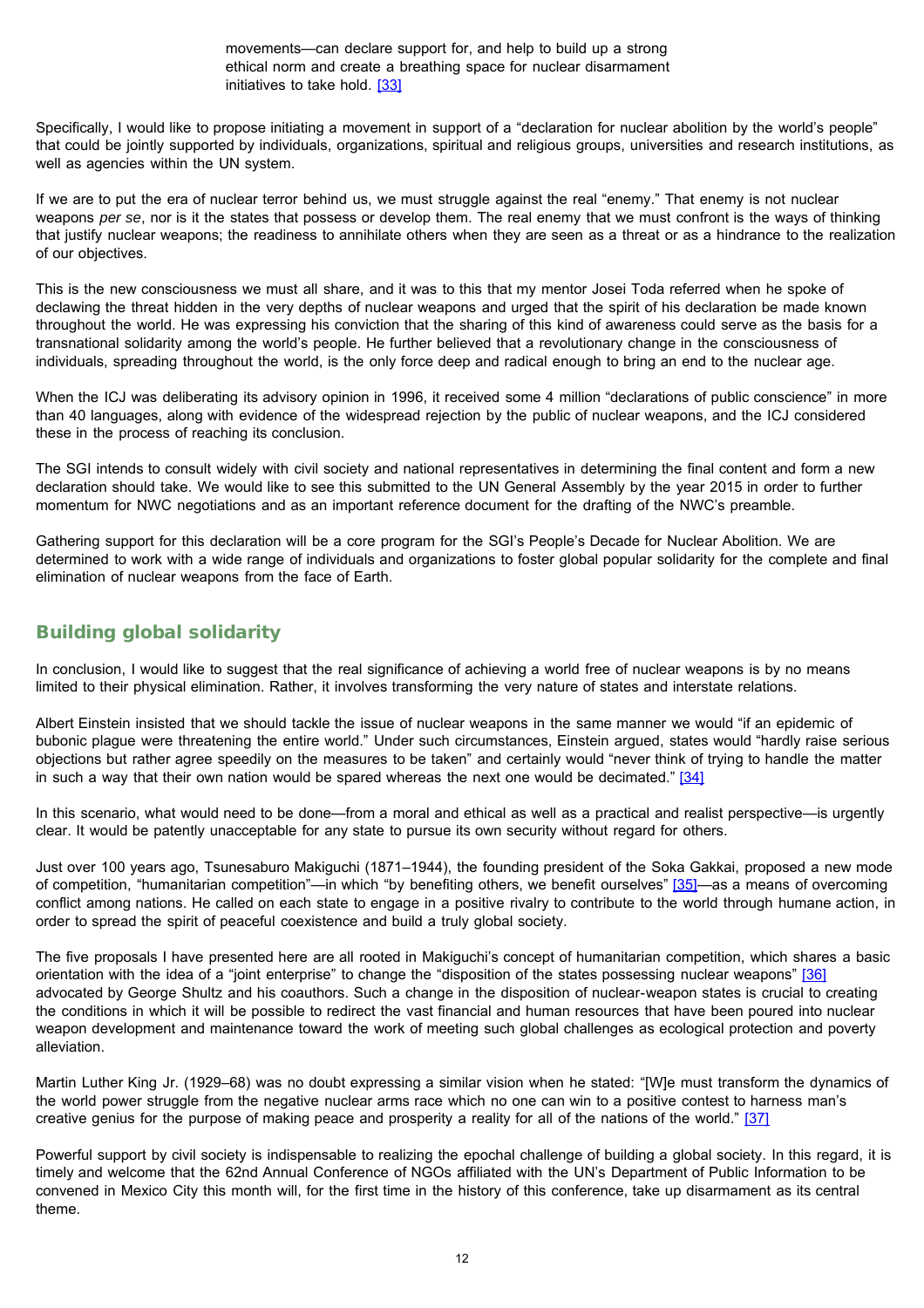movements—can declare support for, and help to build up a strong ethical norm and create a breathing space for nuclear disarmament initiatives to take hold. [33]

Specifically, I would like to propose initiating a movement in support of a "declaration for nuclear abolition by the world's people" that could be jointly supported by individuals, organizations, spiritual and religious groups, universities and research institutions, as well as agencies within the UN system.

If we are to put the era of nuclear terror behind us, we must struggle against the real "enemy." That enemy is not nuclear weapons *per se*, nor is it the states that possess or develop them. The real enemy that we must confront is the ways of thinking that justify nuclear weapons; the readiness to annihilate others when they are seen as a threat or as a hindrance to the realization of our objectives.

This is the new consciousness we must all share, and it was to this that my mentor Josei Toda referred when he spoke of declawing the threat hidden in the very depths of nuclear weapons and urged that the spirit of his declaration be made known throughout the world. He was expressing his conviction that the sharing of this kind of awareness could serve as the basis for a transnational solidarity among the world's people. He further believed that a revolutionary change in the consciousness of individuals, spreading throughout the world, is the only force deep and radical enough to bring an end to the nuclear age.

When the ICJ was deliberating its advisory opinion in 1996, it received some 4 million "declarations of public conscience" in more than 40 languages, along with evidence of the widespread rejection by the public of nuclear weapons, and the ICJ considered these in the process of reaching its conclusion.

The SGI intends to consult widely with civil society and national representatives in determining the final content and form a new declaration should take. We would like to see this submitted to the UN General Assembly by the year 2015 in order to further momentum for NWC negotiations and as an important reference document for the drafting of the NWC's preamble.

Gathering support for this declaration will be a core program for the SGI's People's Decade for Nuclear Abolition. We are determined to work with a wide range of individuals and organizations to foster global popular solidarity for the complete and final elimination of nuclear weapons from the face of Earth.

## Building global solidarity

In conclusion, I would like to suggest that the real significance of achieving a world free of nuclear weapons is by no means limited to their physical elimination. Rather, it involves transforming the very nature of states and interstate relations.

Albert Einstein insisted that we should tackle the issue of nuclear weapons in the same manner we would "if an epidemic of bubonic plague were threatening the entire world." Under such circumstances, Einstein argued, states would "hardly raise serious objections but rather agree speedily on the measures to be taken" and certainly would "never think of trying to handle the matter in such a way that their own nation would be spared whereas the next one would be decimated." [34]

In this scenario, what would need to be done—from a moral and ethical as well as a practical and realist perspective—is urgently clear. It would be patently unacceptable for any state to pursue its own security without regard for others.

Just over 100 years ago, Tsunesaburo Makiguchi (1871–1944), the founding president of the Soka Gakkai, proposed a new mode of competition, "humanitarian competition"—in which "by benefiting others, we benefit ourselves" [35]—as a means of overcoming conflict among nations. He called on each state to engage in a positive rivalry to contribute to the world through humane action, in order to spread the spirit of peaceful coexistence and build a truly global society.

The five proposals I have presented here are all rooted in Makiguchi's concept of humanitarian competition, which shares a basic orientation with the idea of a "joint enterprise" to change the "disposition of the states possessing nuclear weapons" [36] advocated by George Shultz and his coauthors. Such a change in the disposition of nuclear-weapon states is crucial to creating the conditions in which it will be possible to redirect the vast financial and human resources that have been poured into nuclear weapon development and maintenance toward the work of meeting such global challenges as ecological protection and poverty alleviation.

Martin Luther King Jr. (1929–68) was no doubt expressing a similar vision when he stated: "[W]e must transform the dynamics of the world power struggle from the negative nuclear arms race which no one can win to a positive contest to harness man's creative genius for the purpose of making peace and prosperity a reality for all of the nations of the world." [37]

Powerful support by civil society is indispensable to realizing the epochal challenge of building a global society. In this regard, it is timely and welcome that the 62nd Annual Conference of NGOs affiliated with the UN's Department of Public Information to be convened in Mexico City this month will, for the first time in the history of this conference, take up disarmament as its central theme.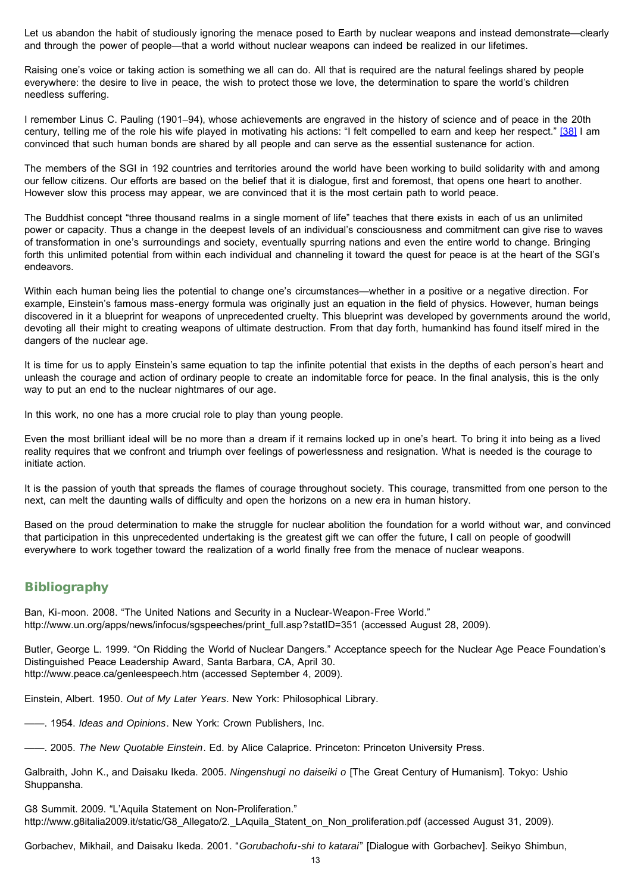Let us abandon the habit of studiously ignoring the menace posed to Earth by nuclear weapons and instead demonstrate—clearly and through the power of people—that a world without nuclear weapons can indeed be realized in our lifetimes.

Raising one's voice or taking action is something we all can do. All that is required are the natural feelings shared by people everywhere: the desire to live in peace, the wish to protect those we love, the determination to spare the world's children needless suffering.

I remember Linus C. Pauling (1901–94), whose achievements are engraved in the history of science and of peace in the 20th century, telling me of the role his wife played in motivating his actions: "I felt compelled to earn and keep her respect." [38] I am convinced that such human bonds are shared by all people and can serve as the essential sustenance for action.

The members of the SGI in 192 countries and territories around the world have been working to build solidarity with and among our fellow citizens. Our efforts are based on the belief that it is dialogue, first and foremost, that opens one heart to another. However slow this process may appear, we are convinced that it is the most certain path to world peace.

The Buddhist concept "three thousand realms in a single moment of life" teaches that there exists in each of us an unlimited power or capacity. Thus a change in the deepest levels of an individual's consciousness and commitment can give rise to waves of transformation in one's surroundings and society, eventually spurring nations and even the entire world to change. Bringing forth this unlimited potential from within each individual and channeling it toward the quest for peace is at the heart of the SGI's endeavors.

Within each human being lies the potential to change one's circumstances—whether in a positive or a negative direction. For example, Einstein's famous mass-energy formula was originally just an equation in the field of physics. However, human beings discovered in it a blueprint for weapons of unprecedented cruelty. This blueprint was developed by governments around the world, devoting all their might to creating weapons of ultimate destruction. From that day forth, humankind has found itself mired in the dangers of the nuclear age.

It is time for us to apply Einstein's same equation to tap the infinite potential that exists in the depths of each person's heart and unleash the courage and action of ordinary people to create an indomitable force for peace. In the final analysis, this is the only way to put an end to the nuclear nightmares of our age.

In this work, no one has a more crucial role to play than young people.

Even the most brilliant ideal will be no more than a dream if it remains locked up in one's heart. To bring it into being as a lived reality requires that we confront and triumph over feelings of powerlessness and resignation. What is needed is the courage to initiate action.

It is the passion of youth that spreads the flames of courage throughout society. This courage, transmitted from one person to the next, can melt the daunting walls of difficulty and open the horizons on a new era in human history.

Based on the proud determination to make the struggle for nuclear abolition the foundation for a world without war, and convinced that participation in this unprecedented undertaking is the greatest gift we can offer the future, I call on people of goodwill everywhere to work together toward the realization of a world finally free from the menace of nuclear weapons.

## Bibliography

Ban, Ki-moon. 2008. "The United Nations and Security in a Nuclear-Weapon-Free World." http://www.un.org/apps/news/infocus/sgspeeches/print_full.asp?statID=351 (accessed August 28, 2009).

Butler, George L. 1999. "On Ridding the World of Nuclear Dangers." Acceptance speech for the Nuclear Age Peace Foundation's Distinguished Peace Leadership Award, Santa Barbara, CA, April 30. http://www.peace.ca/genleespeech.htm (accessed September 4, 2009).

Einstein, Albert. 1950. *Out of My Later Years*. New York: Philosophical Library.

——. 1954. *Ideas and Opinions*. New York: Crown Publishers, Inc.

——. 2005. *The New Quotable Einstein*. Ed. by Alice Calaprice. Princeton: Princeton University Press.

Galbraith, John K., and Daisaku Ikeda. 2005. *Ningenshugi no daiseiki o* [The Great Century of Humanism]. Tokyo: Ushio Shuppansha.

G8 Summit. 2009. "L'Aquila Statement on Non-Proliferation." http://www.g8italia2009.it/static/G8_Allegato/2._LAquila_Statent_on_Non_proliferation.pdf (accessed August 31, 2009).

Gorbachev, Mikhail, and Daisaku Ikeda. 2001. "*Gorubachofu-shi to katarai*" [Dialogue with Gorbachev]. Seikyo Shimbun,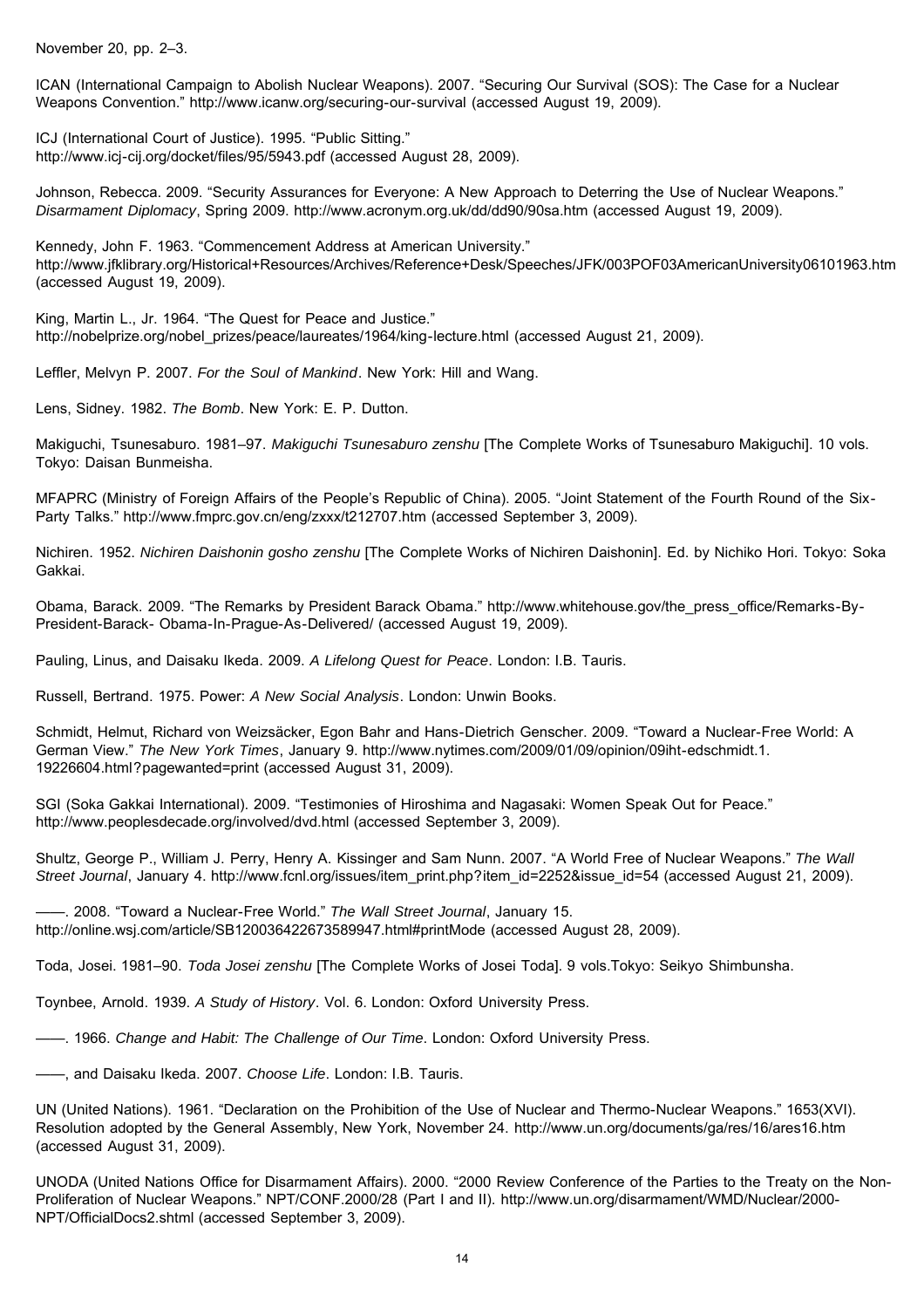November 20, pp. 2–3.

ICAN (International Campaign to Abolish Nuclear Weapons). 2007. "Securing Our Survival (SOS): The Case for a Nuclear Weapons Convention." http://www.icanw.org/securing-our-survival (accessed August 19, 2009).

ICJ (International Court of Justice). 1995. "Public Sitting." http://www.icj-cij.org/docket/files/95/5943.pdf (accessed August 28, 2009).

Johnson, Rebecca. 2009. "Security Assurances for Everyone: A New Approach to Deterring the Use of Nuclear Weapons." *Disarmament Diplomacy*, Spring 2009. http://www.acronym.org.uk/dd/dd90/90sa.htm (accessed August 19, 2009).

Kennedy, John F. 1963. "Commencement Address at American University." http://www.jfklibrary.org/Historical+Resources/Archives/Reference+Desk/Speeches/JFK/003POF03AmericanUniversity06101963.htm (accessed August 19, 2009).

King, Martin L., Jr. 1964. "The Quest for Peace and Justice." http://nobelprize.org/nobel_prizes/peace/laureates/1964/king-lecture.html (accessed August 21, 2009).

Leffler, Melvyn P. 2007. *For the Soul of Mankind*. New York: Hill and Wang.

Lens, Sidney. 1982. *The Bomb*. New York: E. P. Dutton.

Makiguchi, Tsunesaburo. 1981–97. *Makiguchi Tsunesaburo zenshu* [The Complete Works of Tsunesaburo Makiguchi]. 10 vols. Tokyo: Daisan Bunmeisha.

MFAPRC (Ministry of Foreign Affairs of the People's Republic of China). 2005. "Joint Statement of the Fourth Round of the Six-Party Talks." http://www.fmprc.gov.cn/eng/zxxx/t212707.htm (accessed September 3, 2009).

Nichiren. 1952. *Nichiren Daishonin gosho zenshu* [The Complete Works of Nichiren Daishonin]. Ed. by Nichiko Hori. Tokyo: Soka Gakkai.

Obama, Barack. 2009. "The Remarks by President Barack Obama." http://www.whitehouse.gov/the_press_office/Remarks-By-President-Barack- Obama-In-Prague-As-Delivered/ (accessed August 19, 2009).

Pauling, Linus, and Daisaku Ikeda. 2009. *A Lifelong Quest for Peace*. London: I.B. Tauris.

Russell, Bertrand. 1975. Power: *A New Social Analysis*. London: Unwin Books.

Schmidt, Helmut, Richard von Weizsäcker, Egon Bahr and Hans-Dietrich Genscher. 2009. "Toward a Nuclear-Free World: A German View." *The New York Times*, January 9. http://www.nytimes.com/2009/01/09/opinion/09iht-edschmidt.1.19226604.html?pagewanted=print (accessed August 31, 2009).

SGI (Soka Gakkai International). 2009. "Testimonies of Hiroshima and Nagasaki: Women Speak Out for Peace." http://www.peoplesdecade.org/involved/dvd.html (accessed September 3, 2009).

Shultz, George P., William J. Perry, Henry A. Kissinger and Sam Nunn. 2007. "A World Free of Nuclear Weapons." *The Wall Street Journal*, January 4. http://www.fcnl.org/issues/item_print.php?item_id=2252&issue_id=54 (accessed August 21, 2009).

——. 2008. "Toward a Nuclear-Free World." *The Wall Street Journal*, January 15. http://online.wsj.com/article/SB120036422673589947.html#printMode (accessed August 28, 2009).

Toda, Josei. 1981–90. *Toda Josei zenshu* [The Complete Works of Josei Toda]. 9 vols.Tokyo: Seikyo Shimbunsha.

Toynbee, Arnold. 1939. *A Study of History*. Vol. 6. London: Oxford University Press.

——. 1966. *Change and Habit: The Challenge of Our Time*. London: Oxford University Press.

——, and Daisaku Ikeda. 2007. *Choose Life*. London: I.B. Tauris.

UN (United Nations). 1961. "Declaration on the Prohibition of the Use of Nuclear and Thermo-Nuclear Weapons." 1653(XVI). Resolution adopted by the General Assembly, New York, November 24. http://www.un.org/documents/ga/res/16/ares16.htm (accessed August 31, 2009).

UNODA (United Nations Office for Disarmament Affairs). 2000. "2000 Review Conference of the Parties to the Treaty on the Non-Proliferation of Nuclear Weapons." NPT/CONF.2000/28 (Part I and II). http://www.un.org/disarmament/WMD/Nuclear/2000-NPT/OfficialDocs2.shtml (accessed September 3, 2009).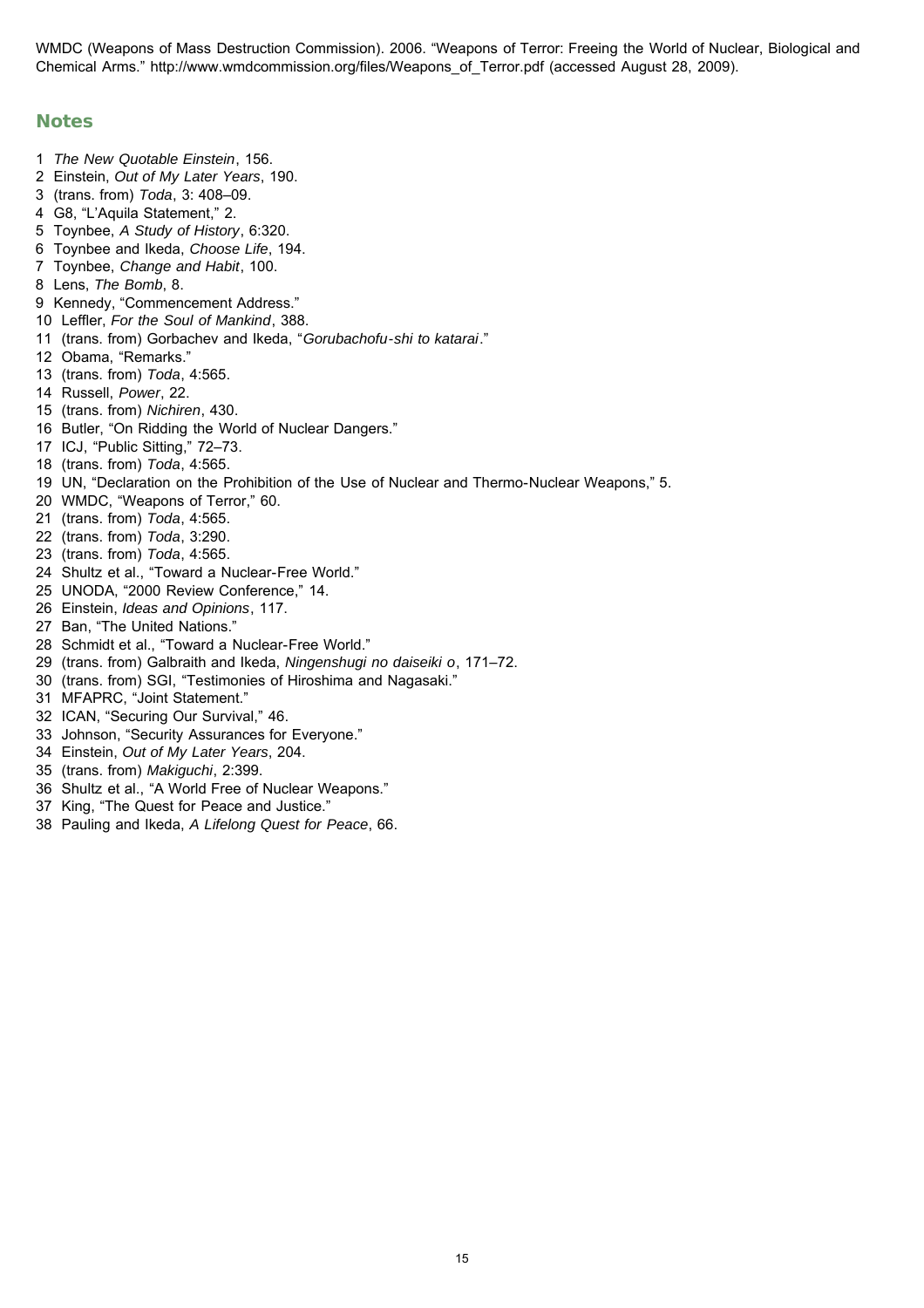WMDC (Weapons of Mass Destruction Commission). 2006. "Weapons of Terror: Freeing the World of Nuclear, Biological and Chemical Arms." http://www.wmdcommission.org/files/Weapons_of_Terror.pdf (accessed August 28, 2009).

## Notes

1 *The New Quotable Einstein*, 156.
2 Einstein, *Out of My Later Years*, 190.
3 (trans. from) *Toda*, 3: 408–09.
4 G8, "L'Aquila Statement," 2.
5 Toynbee, *A Study of History*, 6:320.
6 Toynbee and Ikeda, *Choose Life*, 194.
7 Toynbee, *Change and Habit*, 100.
8 Lens, *The Bomb*, 8.
9 Kennedy, "Commencement Address."
10 Leffler, *For the Soul of Mankind*, 388.
11 (trans. from) Gorbachev and Ikeda, "*Gorubachofu-shi to katarai*."
12 Obama, "Remarks."
13 (trans. from) *Toda*, 4:565.
14 Russell, *Power*, 22.
15 (trans. from) *Nichiren*, 430.
16 Butler, "On Ridding the World of Nuclear Dangers."
17 ICJ, "Public Sitting," 72–73.
18 (trans. from) *Toda*, 4:565.
19 UN, "Declaration on the Prohibition of the Use of Nuclear and Thermo-Nuclear Weapons," 5.
20 WMDC, "Weapons of Terror," 60.
21 (trans. from) *Toda*, 4:565.
22 (trans. from) *Toda*, 3:290.
23 (trans. from) *Toda*, 4:565.
24 Shultz et al., "Toward a Nuclear-Free World."
25 UNODA, "2000 Review Conference," 14.
26 Einstein, *Ideas and Opinions*, 117.
27 Ban, "The United Nations."
28 Schmidt et al., "Toward a Nuclear-Free World."
29 (trans. from) Galbraith and Ikeda, *Ningenshugi no daiseiki o*, 171–72.
30 (trans. from) SGI, "Testimonies of Hiroshima and Nagasaki."
31 MFAPRC, "Joint Statement."
32 ICAN, "Securing Our Survival," 46.
33 Johnson, "Security Assurances for Everyone."
34 Einstein, *Out of My Later Years*, 204.
35 (trans. from) *Makiguchi*, 2:399.
36 Shultz et al., "A World Free of Nuclear Weapons."
37 King, "The Quest for Peace and Justice."
38 Pauling and Ikeda, *A Lifelong Quest for Peace*, 66.